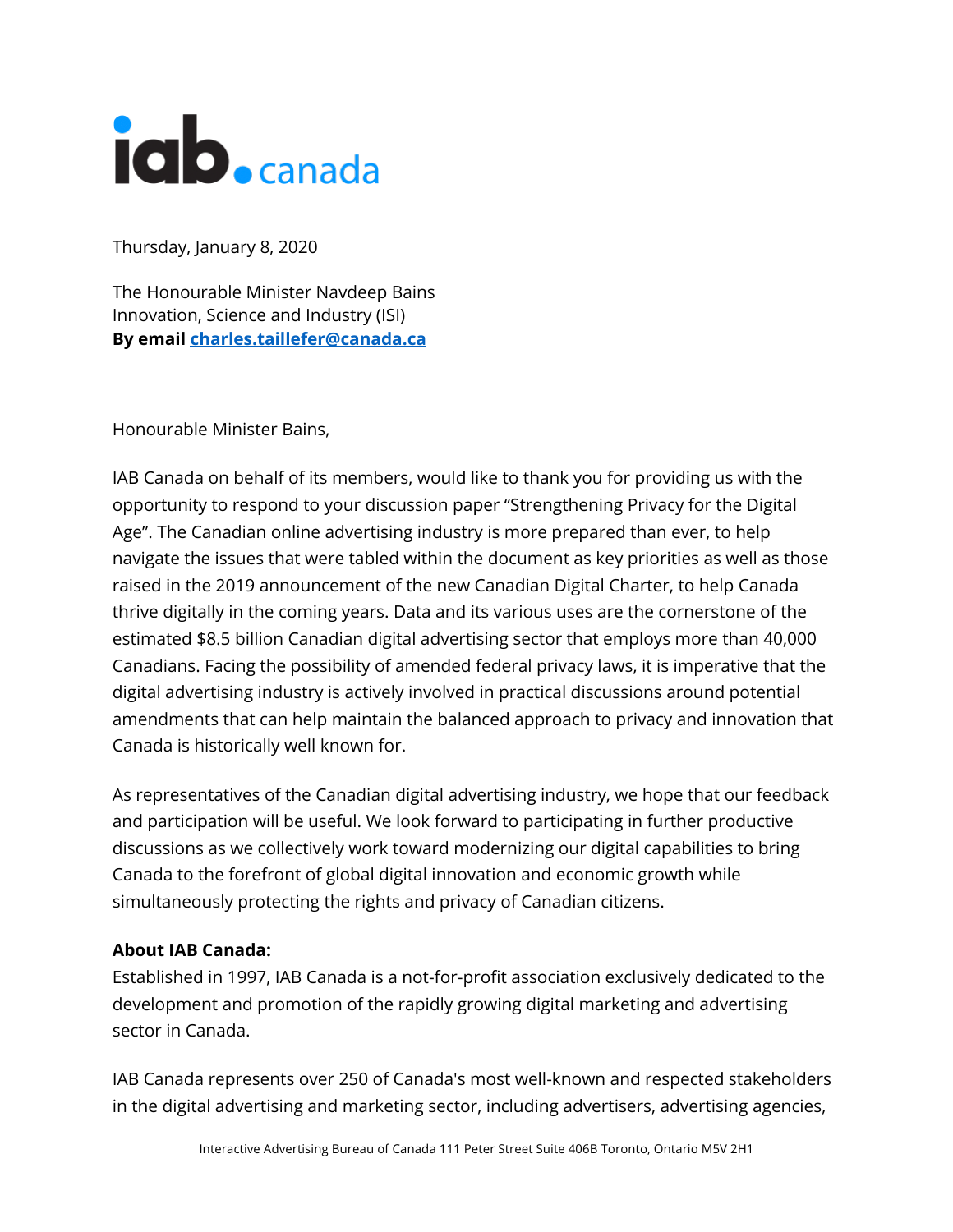iab. canada

Thursday, January 8, 2020

The Honourable Minister Navdeep Bains
Innovation, Science and Industry (ISI)
**By email [charles.taillefer@canada.ca](mailto:charles.taillefer@canada.ca)**

Honourable Minister Bains,

IAB Canada on behalf of its members, would like to thank you for providing us with the opportunity to respond to your discussion paper "Strengthening Privacy for the Digital Age". The Canadian online advertising industry is more prepared than ever, to help navigate the issues that were tabled within the document as key priorities as well as those raised in the 2019 announcement of the new Canadian Digital Charter, to help Canada thrive digitally in the coming years. Data and its various uses are the cornerstone of the estimated $8.5 billion Canadian digital advertising sector that employs more than 40,000 Canadians. Facing the possibility of amended federal privacy laws, it is imperative that the digital advertising industry is actively involved in practical discussions around potential amendments that can help maintain the balanced approach to privacy and innovation that Canada is historically well known for.

As representatives of the Canadian digital advertising industry, we hope that our feedback and participation will be useful. We look forward to participating in further productive discussions as we collectively work toward modernizing our digital capabilities to bring Canada to the forefront of global digital innovation and economic growth while simultaneously protecting the rights and privacy of Canadian citizens.

**About IAB Canada:**

Established in 1997, IAB Canada is a not-for-profit association exclusively dedicated to the development and promotion of the rapidly growing digital marketing and advertising sector in Canada.

IAB Canada represents over 250 of Canada's most well-known and respected stakeholders in the digital advertising and marketing sector, including advertisers, advertising agencies,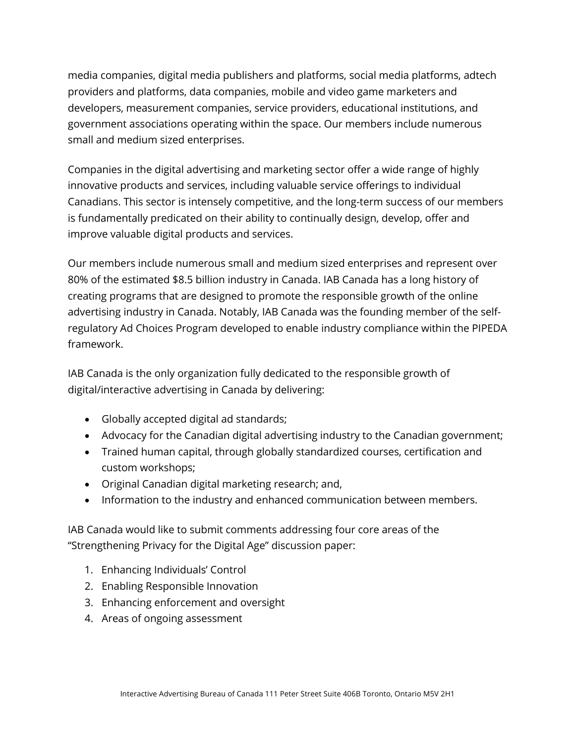media companies, digital media publishers and platforms, social media platforms, adtech providers and platforms, data companies, mobile and video game marketers and developers, measurement companies, service providers, educational institutions, and government associations operating within the space. Our members include numerous small and medium sized enterprises.

Companies in the digital advertising and marketing sector offer a wide range of highly innovative products and services, including valuable service offerings to individual Canadians. This sector is intensely competitive, and the long-term success of our members is fundamentally predicated on their ability to continually design, develop, offer and improve valuable digital products and services.

Our members include numerous small and medium sized enterprises and represent over 80% of the estimated $8.5 billion industry in Canada. IAB Canada has a long history of creating programs that are designed to promote the responsible growth of the online advertising industry in Canada. Notably, IAB Canada was the founding member of the self-regulatory Ad Choices Program developed to enable industry compliance within the PIPEDA framework.

IAB Canada is the only organization fully dedicated to the responsible growth of digital/interactive advertising in Canada by delivering:

- Globally accepted digital ad standards;
- Advocacy for the Canadian digital advertising industry to the Canadian government;
- Trained human capital, through globally standardized courses, certification and custom workshops;
- Original Canadian digital marketing research; and,
- Information to the industry and enhanced communication between members.

IAB Canada would like to submit comments addressing four core areas of the "Strengthening Privacy for the Digital Age" discussion paper:

1. Enhancing Individuals' Control
2. Enabling Responsible Innovation
3. Enhancing enforcement and oversight
4. Areas of ongoing assessment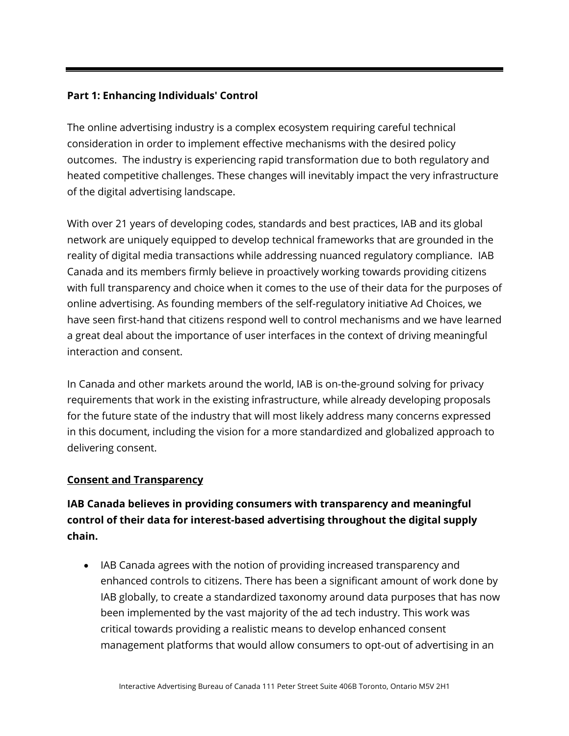**Part 1: Enhancing Individuals' Control**

The online advertising industry is a complex ecosystem requiring careful technical consideration in order to implement effective mechanisms with the desired policy outcomes. The industry is experiencing rapid transformation due to both regulatory and heated competitive challenges. These changes will inevitably impact the very infrastructure of the digital advertising landscape.

With over 21 years of developing codes, standards and best practices, IAB and its global network are uniquely equipped to develop technical frameworks that are grounded in the reality of digital media transactions while addressing nuanced regulatory compliance. IAB Canada and its members firmly believe in proactively working towards providing citizens with full transparency and choice when it comes to the use of their data for the purposes of online advertising. As founding members of the self-regulatory initiative Ad Choices, we have seen first-hand that citizens respond well to control mechanisms and we have learned a great deal about the importance of user interfaces in the context of driving meaningful interaction and consent.

In Canada and other markets around the world, IAB is on-the-ground solving for privacy requirements that work in the existing infrastructure, while already developing proposals for the future state of the industry that will most likely address many concerns expressed in this document, including the vision for a more standardized and globalized approach to delivering consent.

<u>**Consent and Transparency**</u>

**IAB Canada believes in providing consumers with transparency and meaningful control of their data for interest-based advertising throughout the digital supply chain.**

- IAB Canada agrees with the notion of providing increased transparency and enhanced controls to citizens. There has been a significant amount of work done by IAB globally, to create a standardized taxonomy around data purposes that has now been implemented by the vast majority of the ad tech industry. This work was critical towards providing a realistic means to develop enhanced consent management platforms that would allow consumers to opt-out of advertising in an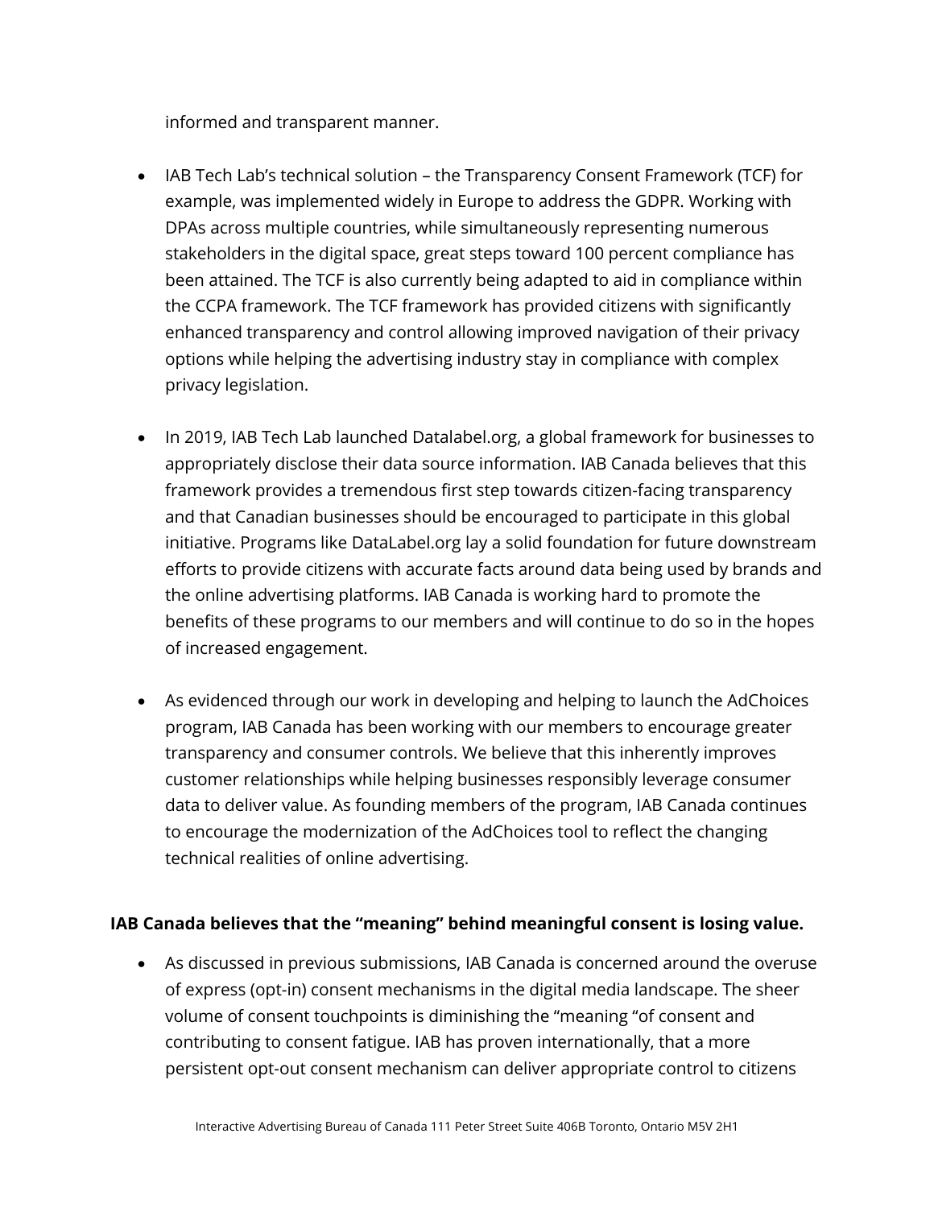informed and transparent manner.

- IAB Tech Lab's technical solution – the Transparency Consent Framework (TCF) for example, was implemented widely in Europe to address the GDPR. Working with DPAs across multiple countries, while simultaneously representing numerous stakeholders in the digital space, great steps toward 100 percent compliance has been attained. The TCF is also currently being adapted to aid in compliance within the CCPA framework. The TCF framework has provided citizens with significantly enhanced transparency and control allowing improved navigation of their privacy options while helping the advertising industry stay in compliance with complex privacy legislation.

- In 2019, IAB Tech Lab launched Datalabel.org, a global framework for businesses to appropriately disclose their data source information. IAB Canada believes that this framework provides a tremendous first step towards citizen-facing transparency and that Canadian businesses should be encouraged to participate in this global initiative. Programs like DataLabel.org lay a solid foundation for future downstream efforts to provide citizens with accurate facts around data being used by brands and the online advertising platforms. IAB Canada is working hard to promote the benefits of these programs to our members and will continue to do so in the hopes of increased engagement.

- As evidenced through our work in developing and helping to launch the AdChoices program, IAB Canada has been working with our members to encourage greater transparency and consumer controls. We believe that this inherently improves customer relationships while helping businesses responsibly leverage consumer data to deliver value. As founding members of the program, IAB Canada continues to encourage the modernization of the AdChoices tool to reflect the changing technical realities of online advertising.

**IAB Canada believes that the "meaning" behind meaningful consent is losing value.**

- As discussed in previous submissions, IAB Canada is concerned around the overuse of express (opt-in) consent mechanisms in the digital media landscape. The sheer volume of consent touchpoints is diminishing the "meaning "of consent and contributing to consent fatigue. IAB has proven internationally, that a more persistent opt-out consent mechanism can deliver appropriate control to citizens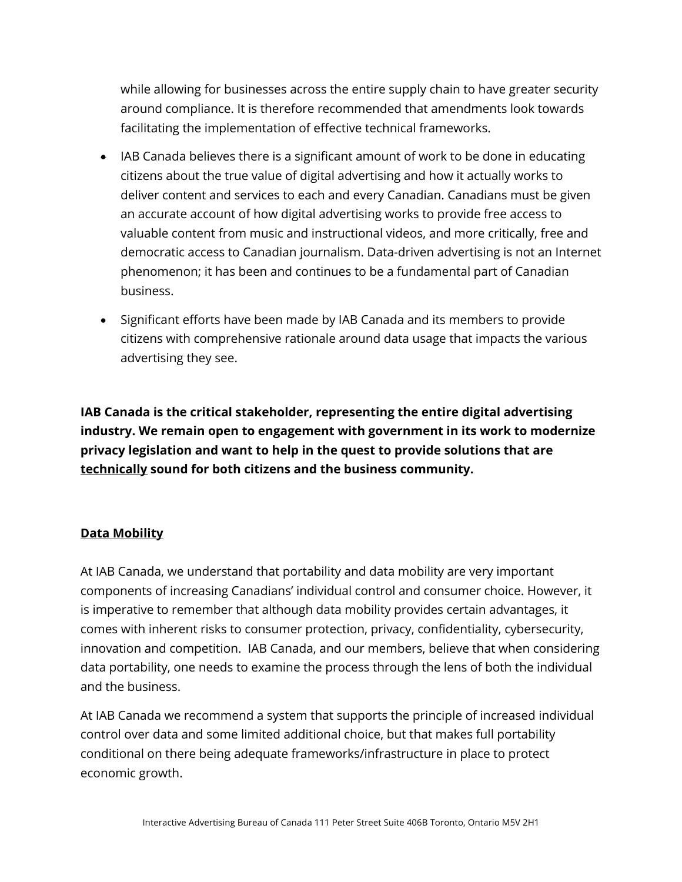while allowing for businesses across the entire supply chain to have greater security around compliance. It is therefore recommended that amendments look towards facilitating the implementation of effective technical frameworks.

- IAB Canada believes there is a significant amount of work to be done in educating citizens about the true value of digital advertising and how it actually works to deliver content and services to each and every Canadian. Canadians must be given an accurate account of how digital advertising works to provide free access to valuable content from music and instructional videos, and more critically, free and democratic access to Canadian journalism. Data-driven advertising is not an Internet phenomenon; it has been and continues to be a fundamental part of Canadian business.
- Significant efforts have been made by IAB Canada and its members to provide citizens with comprehensive rationale around data usage that impacts the various advertising they see.

**IAB Canada is the critical stakeholder, representing the entire digital advertising industry. We remain open to engagement with government in its work to modernize privacy legislation and want to help in the quest to provide solutions that are <u>technically</u> sound for both citizens and the business community.**

## <u>Data Mobility</u>

At IAB Canada, we understand that portability and data mobility are very important components of increasing Canadians' individual control and consumer choice. However, it is imperative to remember that although data mobility provides certain advantages, it comes with inherent risks to consumer protection, privacy, confidentiality, cybersecurity, innovation and competition. IAB Canada, and our members, believe that when considering data portability, one needs to examine the process through the lens of both the individual and the business.

At IAB Canada we recommend a system that supports the principle of increased individual control over data and some limited additional choice, but that makes full portability conditional on there being adequate frameworks/infrastructure in place to protect economic growth.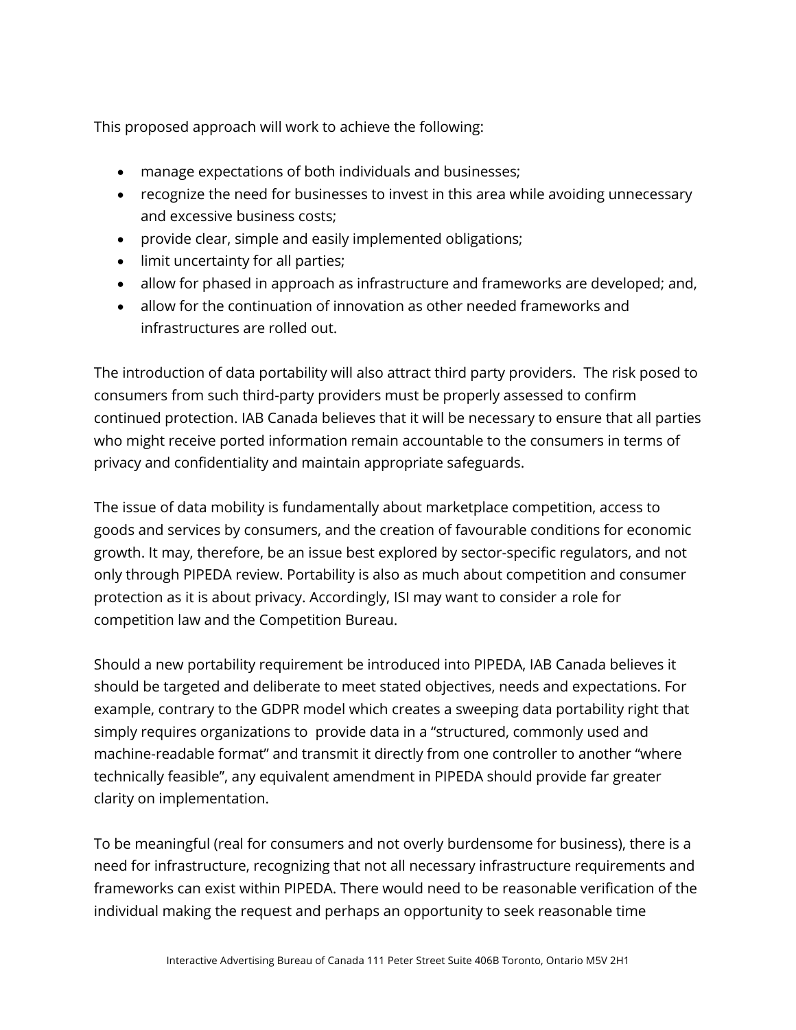This proposed approach will work to achieve the following:

- manage expectations of both individuals and businesses;
- recognize the need for businesses to invest in this area while avoiding unnecessary and excessive business costs;
- provide clear, simple and easily implemented obligations;
- limit uncertainty for all parties;
- allow for phased in approach as infrastructure and frameworks are developed; and,
- allow for the continuation of innovation as other needed frameworks and infrastructures are rolled out.

The introduction of data portability will also attract third party providers. The risk posed to consumers from such third-party providers must be properly assessed to confirm continued protection. IAB Canada believes that it will be necessary to ensure that all parties who might receive ported information remain accountable to the consumers in terms of privacy and confidentiality and maintain appropriate safeguards.

The issue of data mobility is fundamentally about marketplace competition, access to goods and services by consumers, and the creation of favourable conditions for economic growth. It may, therefore, be an issue best explored by sector-specific regulators, and not only through PIPEDA review. Portability is also as much about competition and consumer protection as it is about privacy. Accordingly, ISI may want to consider a role for competition law and the Competition Bureau.

Should a new portability requirement be introduced into PIPEDA, IAB Canada believes it should be targeted and deliberate to meet stated objectives, needs and expectations. For example, contrary to the GDPR model which creates a sweeping data portability right that simply requires organizations to provide data in a "structured, commonly used and machine-readable format" and transmit it directly from one controller to another "where technically feasible", any equivalent amendment in PIPEDA should provide far greater clarity on implementation.

To be meaningful (real for consumers and not overly burdensome for business), there is a need for infrastructure, recognizing that not all necessary infrastructure requirements and frameworks can exist within PIPEDA. There would need to be reasonable verification of the individual making the request and perhaps an opportunity to seek reasonable time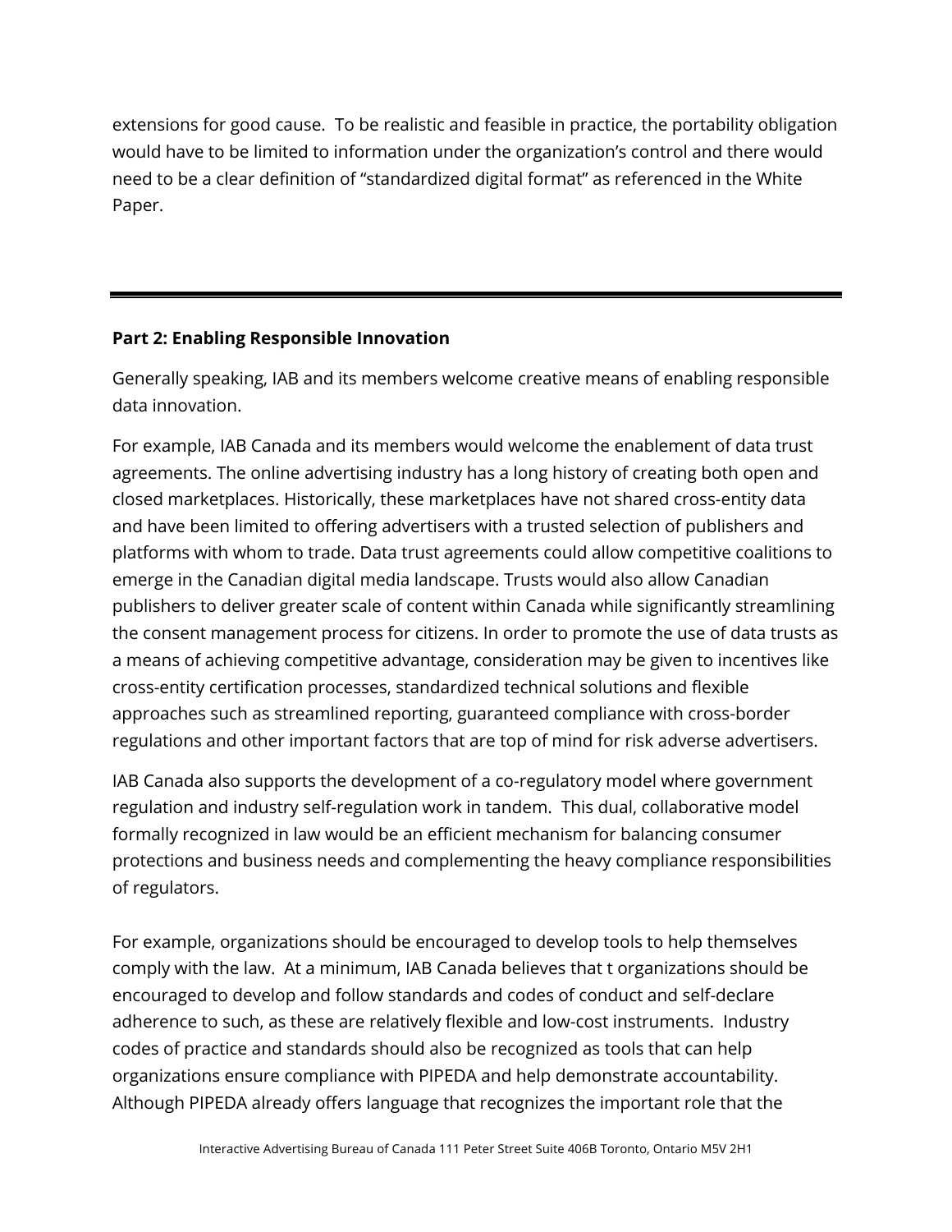extensions for good cause. To be realistic and feasible in practice, the portability obligation would have to be limited to information under the organization's control and there would need to be a clear definition of "standardized digital format" as referenced in the White Paper.

---

**Part 2: Enabling Responsible Innovation**

Generally speaking, IAB and its members welcome creative means of enabling responsible data innovation.

For example, IAB Canada and its members would welcome the enablement of data trust agreements. The online advertising industry has a long history of creating both open and closed marketplaces. Historically, these marketplaces have not shared cross-entity data and have been limited to offering advertisers with a trusted selection of publishers and platforms with whom to trade. Data trust agreements could allow competitive coalitions to emerge in the Canadian digital media landscape. Trusts would also allow Canadian publishers to deliver greater scale of content within Canada while significantly streamlining the consent management process for citizens. In order to promote the use of data trusts as a means of achieving competitive advantage, consideration may be given to incentives like cross-entity certification processes, standardized technical solutions and flexible approaches such as streamlined reporting, guaranteed compliance with cross-border regulations and other important factors that are top of mind for risk adverse advertisers.

IAB Canada also supports the development of a co-regulatory model where government regulation and industry self-regulation work in tandem. This dual, collaborative model formally recognized in law would be an efficient mechanism for balancing consumer protections and business needs and complementing the heavy compliance responsibilities of regulators.

For example, organizations should be encouraged to develop tools to help themselves comply with the law. At a minimum, IAB Canada believes that t organizations should be encouraged to develop and follow standards and codes of conduct and self-declare adherence to such, as these are relatively flexible and low-cost instruments. Industry codes of practice and standards should also be recognized as tools that can help organizations ensure compliance with PIPEDA and help demonstrate accountability. Although PIPEDA already offers language that recognizes the important role that the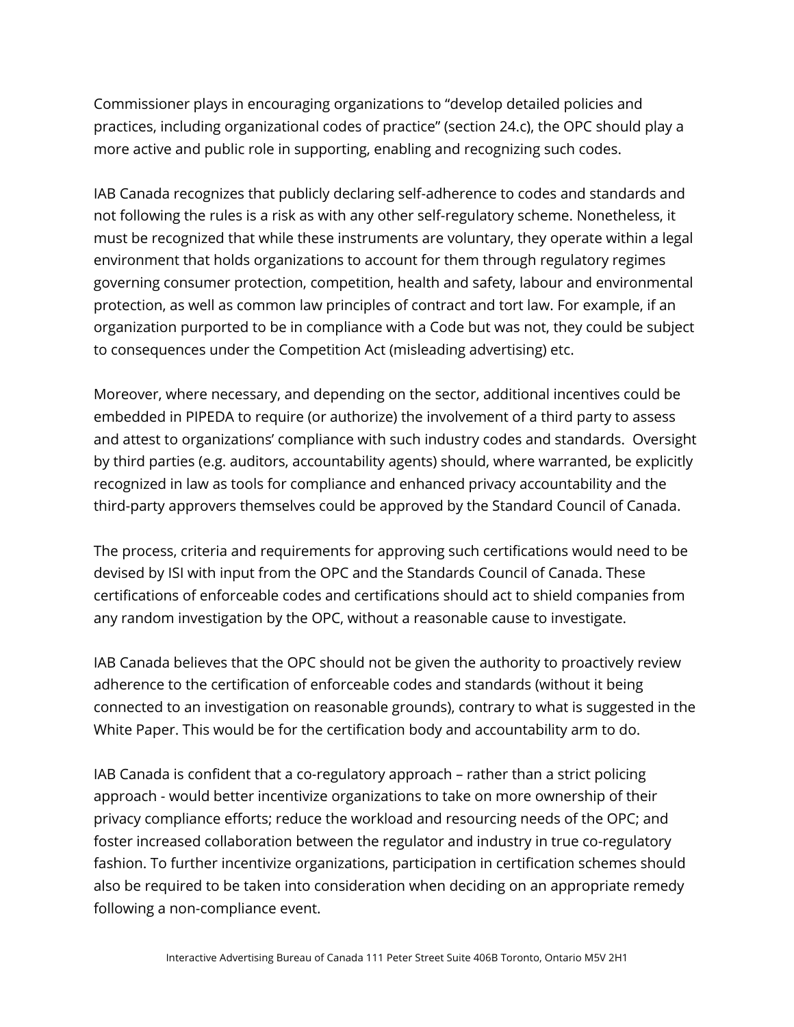Commissioner plays in encouraging organizations to "develop detailed policies and practices, including organizational codes of practice" (section 24.c), the OPC should play a more active and public role in supporting, enabling and recognizing such codes.

IAB Canada recognizes that publicly declaring self-adherence to codes and standards and not following the rules is a risk as with any other self-regulatory scheme. Nonetheless, it must be recognized that while these instruments are voluntary, they operate within a legal environment that holds organizations to account for them through regulatory regimes governing consumer protection, competition, health and safety, labour and environmental protection, as well as common law principles of contract and tort law. For example, if an organization purported to be in compliance with a Code but was not, they could be subject to consequences under the Competition Act (misleading advertising) etc.

Moreover, where necessary, and depending on the sector, additional incentives could be embedded in PIPEDA to require (or authorize) the involvement of a third party to assess and attest to organizations' compliance with such industry codes and standards. Oversight by third parties (e.g. auditors, accountability agents) should, where warranted, be explicitly recognized in law as tools for compliance and enhanced privacy accountability and the third-party approvers themselves could be approved by the Standard Council of Canada.

The process, criteria and requirements for approving such certifications would need to be devised by ISI with input from the OPC and the Standards Council of Canada. These certifications of enforceable codes and certifications should act to shield companies from any random investigation by the OPC, without a reasonable cause to investigate.

IAB Canada believes that the OPC should not be given the authority to proactively review adherence to the certification of enforceable codes and standards (without it being connected to an investigation on reasonable grounds), contrary to what is suggested in the White Paper. This would be for the certification body and accountability arm to do.

IAB Canada is confident that a co-regulatory approach – rather than a strict policing approach - would better incentivize organizations to take on more ownership of their privacy compliance efforts; reduce the workload and resourcing needs of the OPC; and foster increased collaboration between the regulator and industry in true co-regulatory fashion. To further incentivize organizations, participation in certification schemes should also be required to be taken into consideration when deciding on an appropriate remedy following a non-compliance event.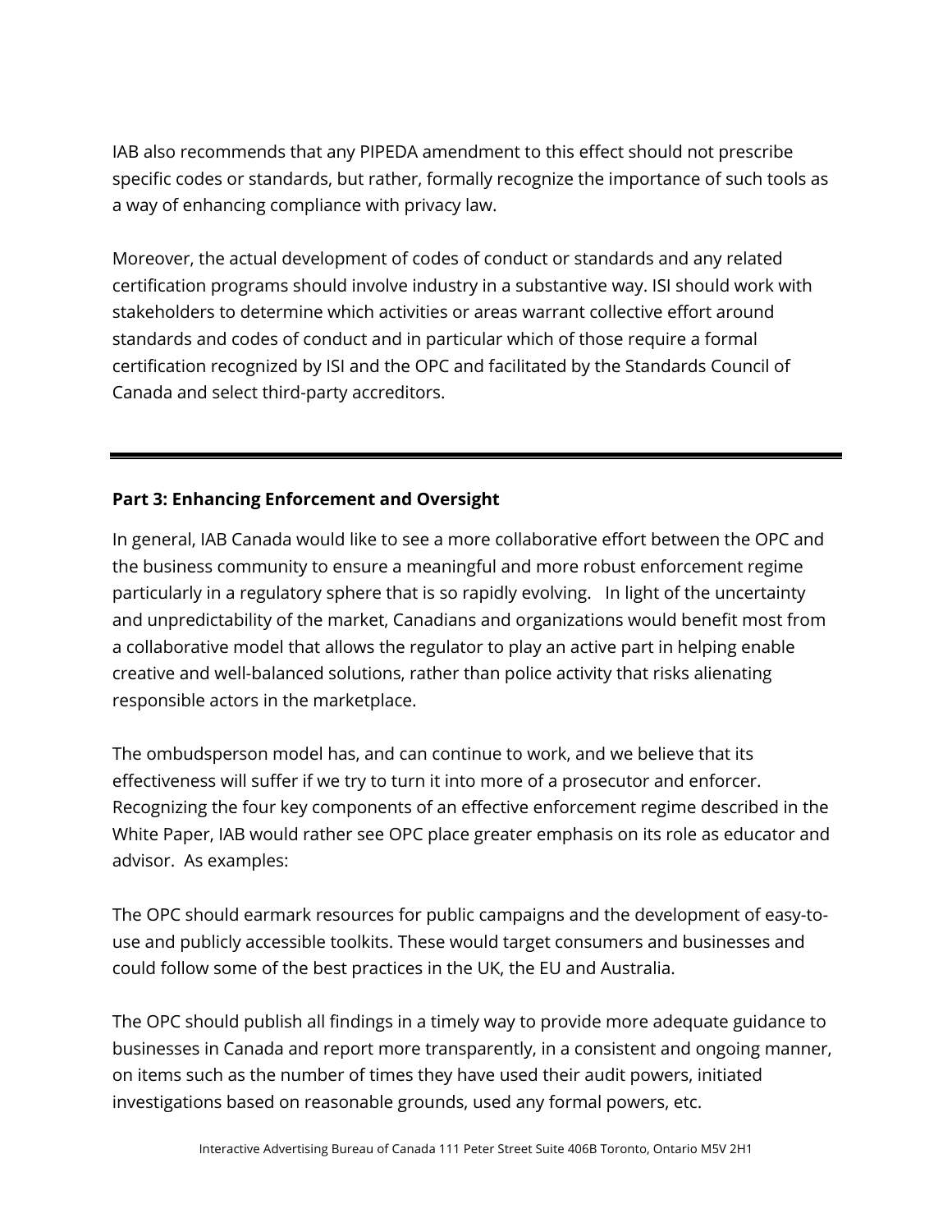IAB also recommends that any PIPEDA amendment to this effect should not prescribe specific codes or standards, but rather, formally recognize the importance of such tools as a way of enhancing compliance with privacy law.

Moreover, the actual development of codes of conduct or standards and any related certification programs should involve industry in a substantive way. ISI should work with stakeholders to determine which activities or areas warrant collective effort around standards and codes of conduct and in particular which of those require a formal certification recognized by ISI and the OPC and facilitated by the Standards Council of Canada and select third-party accreditors.

---

**Part 3: Enhancing Enforcement and Oversight**

In general, IAB Canada would like to see a more collaborative effort between the OPC and the business community to ensure a meaningful and more robust enforcement regime particularly in a regulatory sphere that is so rapidly evolving. In light of the uncertainty and unpredictability of the market, Canadians and organizations would benefit most from a collaborative model that allows the regulator to play an active part in helping enable creative and well-balanced solutions, rather than police activity that risks alienating responsible actors in the marketplace.

The ombudsperson model has, and can continue to work, and we believe that its effectiveness will suffer if we try to turn it into more of a prosecutor and enforcer. Recognizing the four key components of an effective enforcement regime described in the White Paper, IAB would rather see OPC place greater emphasis on its role as educator and advisor. As examples:

The OPC should earmark resources for public campaigns and the development of easy-to-use and publicly accessible toolkits. These would target consumers and businesses and could follow some of the best practices in the UK, the EU and Australia.

The OPC should publish all findings in a timely way to provide more adequate guidance to businesses in Canada and report more transparently, in a consistent and ongoing manner, on items such as the number of times they have used their audit powers, initiated investigations based on reasonable grounds, used any formal powers, etc.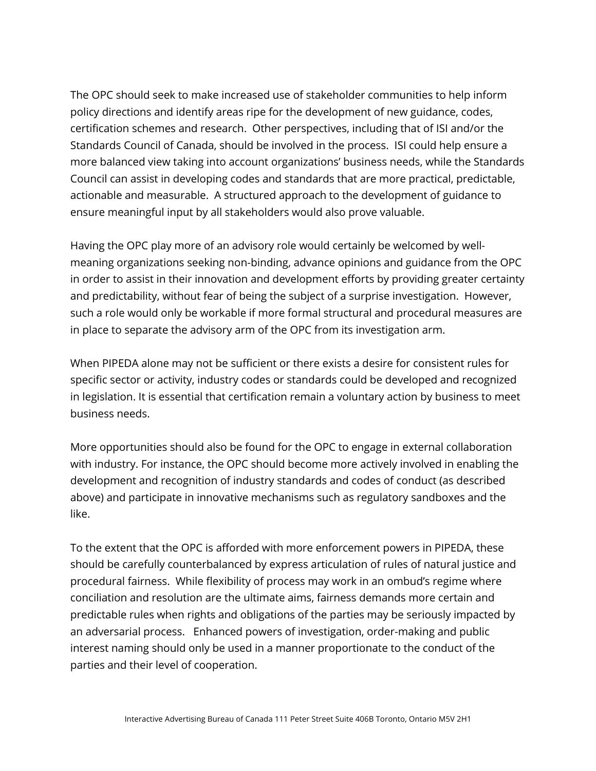The OPC should seek to make increased use of stakeholder communities to help inform policy directions and identify areas ripe for the development of new guidance, codes, certification schemes and research. Other perspectives, including that of ISI and/or the Standards Council of Canada, should be involved in the process. ISI could help ensure a more balanced view taking into account organizations' business needs, while the Standards Council can assist in developing codes and standards that are more practical, predictable, actionable and measurable. A structured approach to the development of guidance to ensure meaningful input by all stakeholders would also prove valuable.

Having the OPC play more of an advisory role would certainly be welcomed by well-meaning organizations seeking non-binding, advance opinions and guidance from the OPC in order to assist in their innovation and development efforts by providing greater certainty and predictability, without fear of being the subject of a surprise investigation. However, such a role would only be workable if more formal structural and procedural measures are in place to separate the advisory arm of the OPC from its investigation arm.

When PIPEDA alone may not be sufficient or there exists a desire for consistent rules for specific sector or activity, industry codes or standards could be developed and recognized in legislation. It is essential that certification remain a voluntary action by business to meet business needs.

More opportunities should also be found for the OPC to engage in external collaboration with industry. For instance, the OPC should become more actively involved in enabling the development and recognition of industry standards and codes of conduct (as described above) and participate in innovative mechanisms such as regulatory sandboxes and the like.

To the extent that the OPC is afforded with more enforcement powers in PIPEDA, these should be carefully counterbalanced by express articulation of rules of natural justice and procedural fairness. While flexibility of process may work in an ombud's regime where conciliation and resolution are the ultimate aims, fairness demands more certain and predictable rules when rights and obligations of the parties may be seriously impacted by an adversarial process. Enhanced powers of investigation, order-making and public interest naming should only be used in a manner proportionate to the conduct of the parties and their level of cooperation.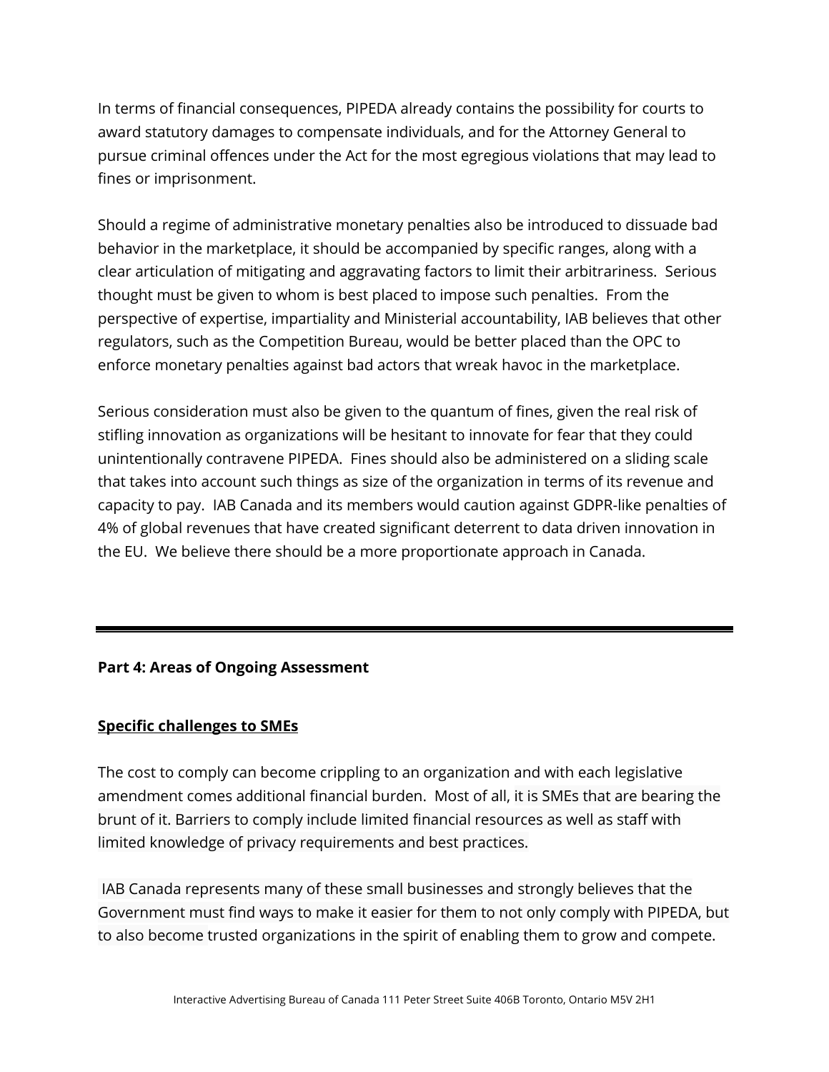In terms of financial consequences, PIPEDA already contains the possibility for courts to award statutory damages to compensate individuals, and for the Attorney General to pursue criminal offences under the Act for the most egregious violations that may lead to fines or imprisonment.

Should a regime of administrative monetary penalties also be introduced to dissuade bad behavior in the marketplace, it should be accompanied by specific ranges, along with a clear articulation of mitigating and aggravating factors to limit their arbitrariness. Serious thought must be given to whom is best placed to impose such penalties. From the perspective of expertise, impartiality and Ministerial accountability, IAB believes that other regulators, such as the Competition Bureau, would be better placed than the OPC to enforce monetary penalties against bad actors that wreak havoc in the marketplace.

Serious consideration must also be given to the quantum of fines, given the real risk of stifling innovation as organizations will be hesitant to innovate for fear that they could unintentionally contravene PIPEDA. Fines should also be administered on a sliding scale that takes into account such things as size of the organization in terms of its revenue and capacity to pay. IAB Canada and its members would caution against GDPR-like penalties of 4% of global revenues that have created significant deterrent to data driven innovation in the EU. We believe there should be a more proportionate approach in Canada.

---

**Part 4: Areas of Ongoing Assessment**

**Specific challenges to SMEs**

The cost to comply can become crippling to an organization and with each legislative amendment comes additional financial burden. Most of all, it is SMEs that are bearing the brunt of it. Barriers to comply include limited financial resources as well as staff with limited knowledge of privacy requirements and best practices.

IAB Canada represents many of these small businesses and strongly believes that the Government must find ways to make it easier for them to not only comply with PIPEDA, but to also become trusted organizations in the spirit of enabling them to grow and compete.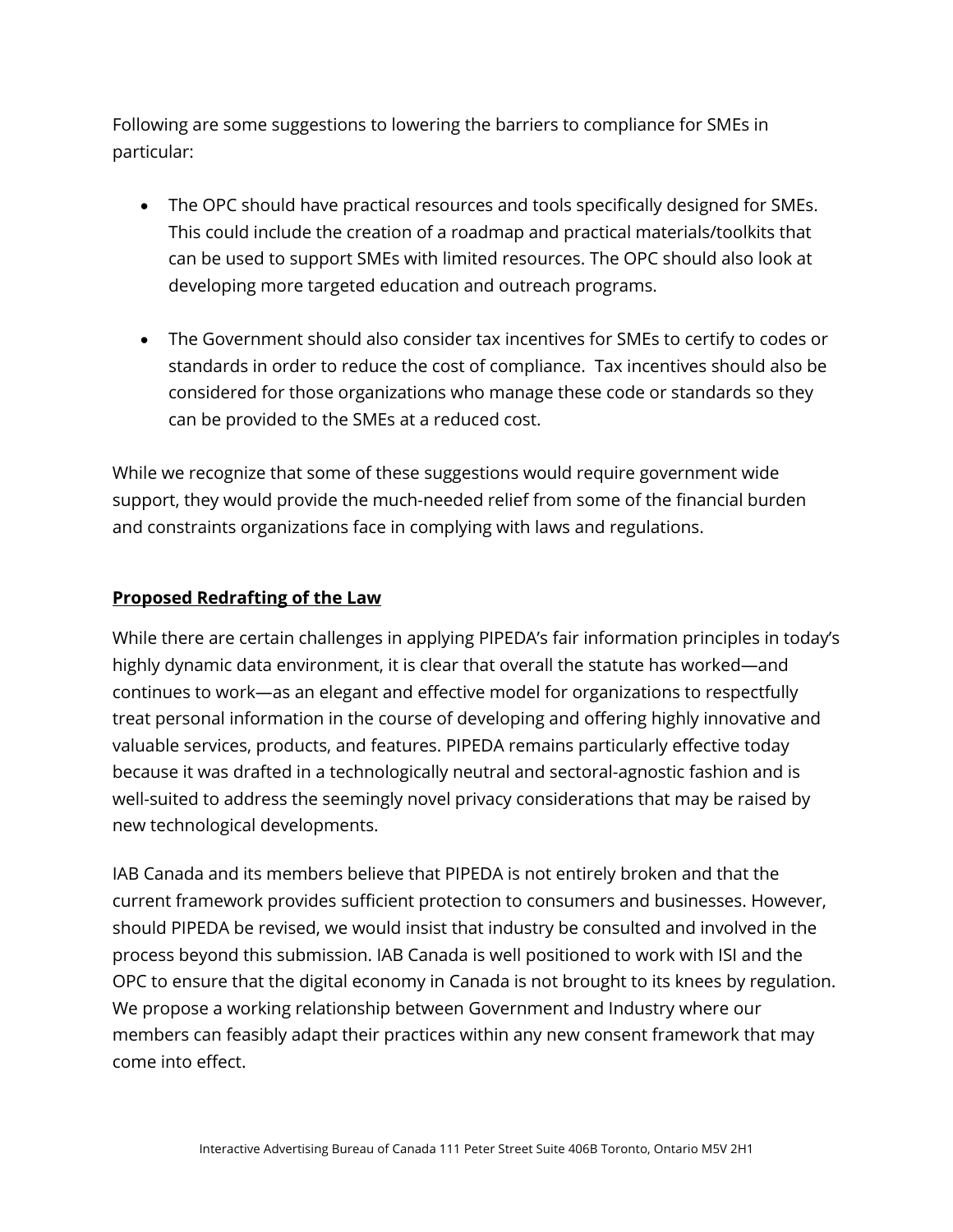Following are some suggestions to lowering the barriers to compliance for SMEs in particular:

- The OPC should have practical resources and tools specifically designed for SMEs. This could include the creation of a roadmap and practical materials/toolkits that can be used to support SMEs with limited resources. The OPC should also look at developing more targeted education and outreach programs.

- The Government should also consider tax incentives for SMEs to certify to codes or standards in order to reduce the cost of compliance. Tax incentives should also be considered for those organizations who manage these code or standards so they can be provided to the SMEs at a reduced cost.

While we recognize that some of these suggestions would require government wide support, they would provide the much-needed relief from some of the financial burden and constraints organizations face in complying with laws and regulations.

## **Proposed Redrafting of the Law**

While there are certain challenges in applying PIPEDA's fair information principles in today's highly dynamic data environment, it is clear that overall the statute has worked—and continues to work—as an elegant and effective model for organizations to respectfully treat personal information in the course of developing and offering highly innovative and valuable services, products, and features. PIPEDA remains particularly effective today because it was drafted in a technologically neutral and sectoral-agnostic fashion and is well-suited to address the seemingly novel privacy considerations that may be raised by new technological developments.

IAB Canada and its members believe that PIPEDA is not entirely broken and that the current framework provides sufficient protection to consumers and businesses. However, should PIPEDA be revised, we would insist that industry be consulted and involved in the process beyond this submission. IAB Canada is well positioned to work with ISI and the OPC to ensure that the digital economy in Canada is not brought to its knees by regulation. We propose a working relationship between Government and Industry where our members can feasibly adapt their practices within any new consent framework that may come into effect.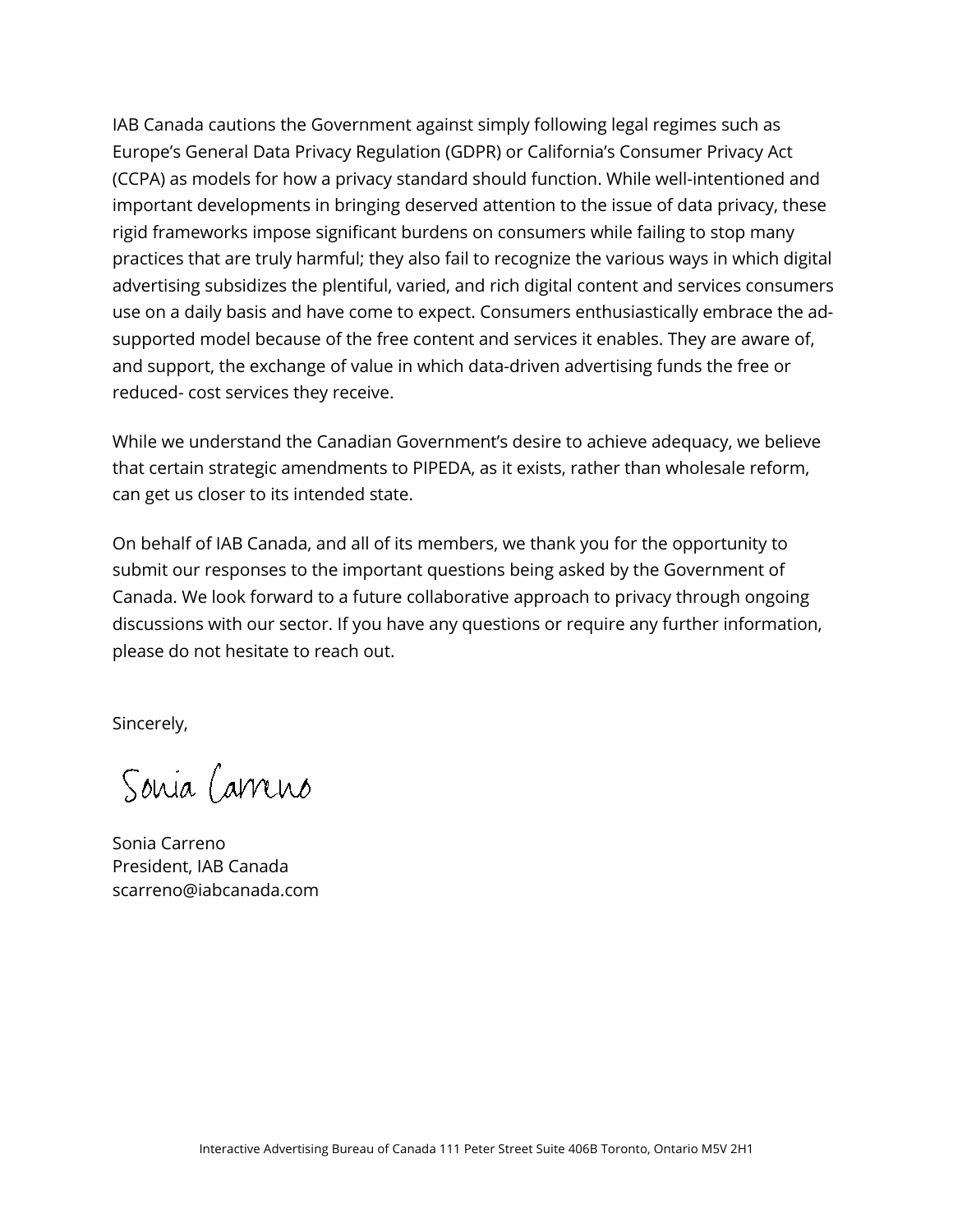IAB Canada cautions the Government against simply following legal regimes such as Europe's General Data Privacy Regulation (GDPR) or California's Consumer Privacy Act (CCPA) as models for how a privacy standard should function. While well-intentioned and important developments in bringing deserved attention to the issue of data privacy, these rigid frameworks impose significant burdens on consumers while failing to stop many practices that are truly harmful; they also fail to recognize the various ways in which digital advertising subsidizes the plentiful, varied, and rich digital content and services consumers use on a daily basis and have come to expect. Consumers enthusiastically embrace the ad-supported model because of the free content and services it enables. They are aware of, and support, the exchange of value in which data-driven advertising funds the free or reduced- cost services they receive.

While we understand the Canadian Government's desire to achieve adequacy, we believe that certain strategic amendments to PIPEDA, as it exists, rather than wholesale reform, can get us closer to its intended state.

On behalf of IAB Canada, and all of its members, we thank you for the opportunity to submit our responses to the important questions being asked by the Government of Canada. We look forward to a future collaborative approach to privacy through ongoing discussions with our sector. If you have any questions or require any further information, please do not hesitate to reach out.

Sincerely,

Sonia Carreno

Sonia Carreno
President, IAB Canada
scarreno@iabcanada.com

Interactive Advertising Bureau of Canada 111 Peter Street Suite 406B Toronto, Ontario M5V 2H1